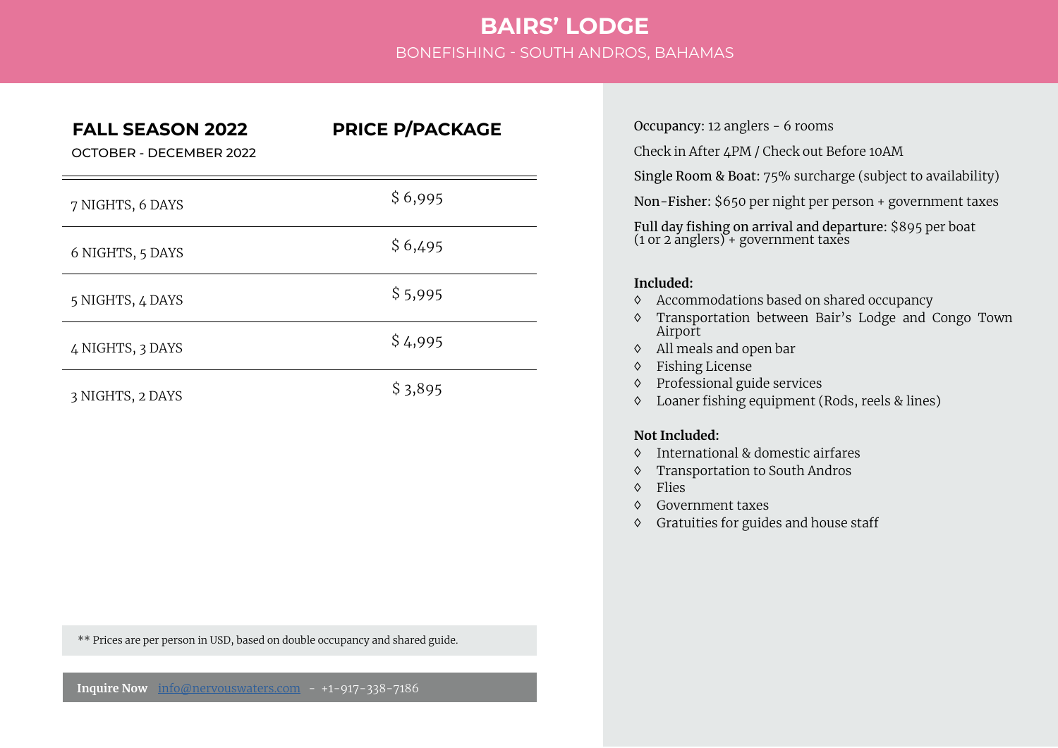# BAIRS' LODGE

BONEFISHING - SOUTH ANDROS, BAHAMAS

| **FALL SEASON 2022**<br>OCTOBER - DECEMBER 2022 | **PRICE P/PACKAGE** |
|---|---|
| 7 NIGHTS, 6 DAYS | $ 6,995 |
| 6 NIGHTS, 5 DAYS | $ 6,495 |
| 5 NIGHTS, 4 DAYS | $ 5,995 |
| 4 NIGHTS, 3 DAYS | $ 4,995 |
| 3 NIGHTS, 2 DAYS | $ 3,895 |

** Prices are per person in USD, based on double occupancy and shared guide.

**Inquire Now** info@nervouswaters.com - +1-917-338-7186

Occupancy: 12 anglers - 6 rooms

Check in After 4PM / Check out Before 10AM

Single Room & Boat: 75% surcharge (subject to availability)

Non-Fisher: $650 per night per person + government taxes

Full day fishing on arrival and departure: $895 per boat (1 or 2 anglers) + government taxes

**Included:**

- Accommodations based on shared occupancy
- Transportation between Bair's Lodge and Congo Town Airport
- All meals and open bar
- Fishing License
- Professional guide services
- Loaner fishing equipment (Rods, reels & lines)

**Not Included:**

- International & domestic airfares
- Transportation to South Andros
- Flies
- Government taxes
- Gratuities for guides and house staff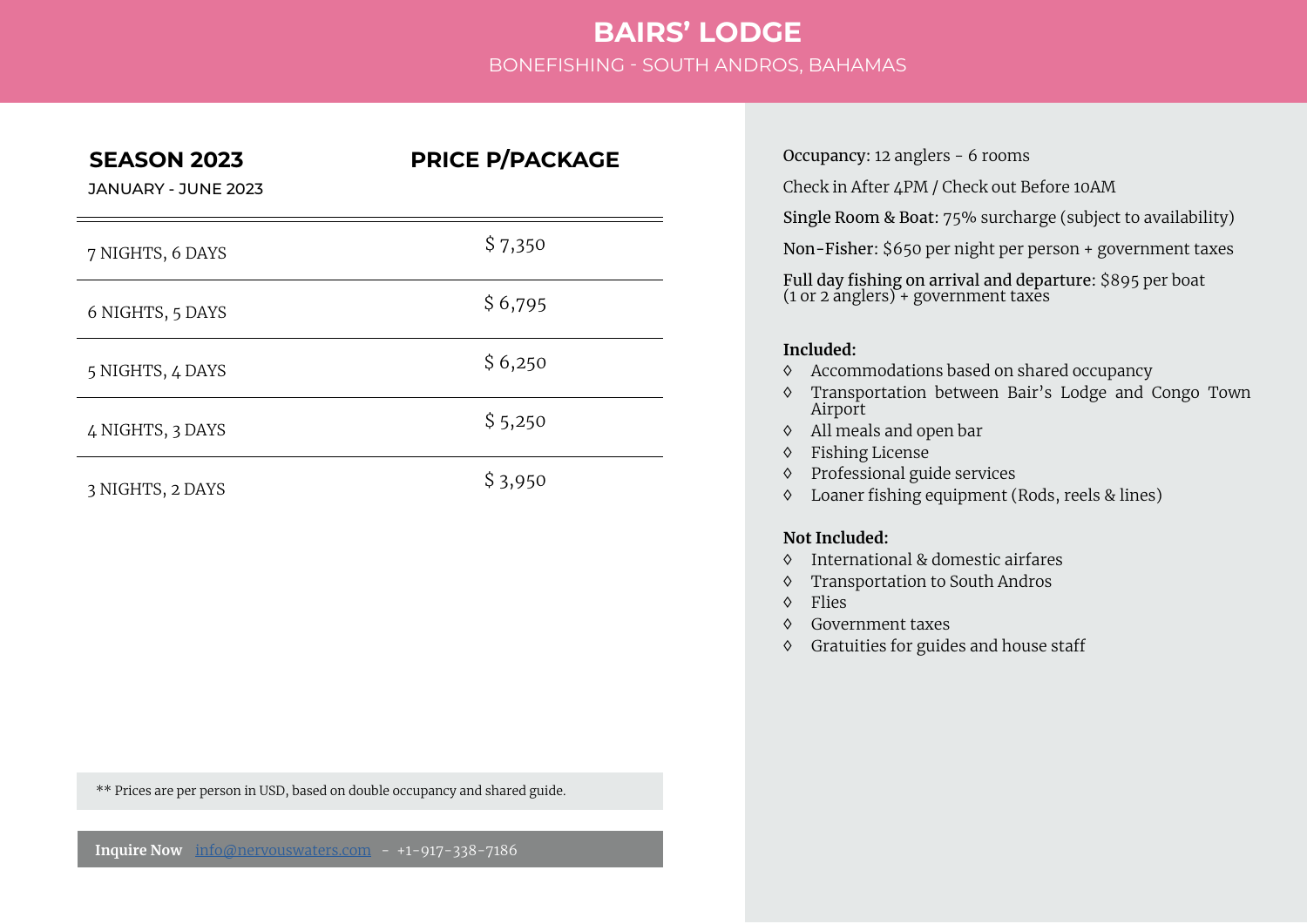# BAIRS' LODGE

BONEFISHING - SOUTH ANDROS, BAHAMAS

| SEASON 2023<br>JANUARY - JUNE 2023 | PRICE P/PACKAGE |
|---|---|
| 7 NIGHTS, 6 DAYS | $ 7,350 |
| 6 NIGHTS, 5 DAYS | $ 6,795 |
| 5 NIGHTS, 4 DAYS | $ 6,250 |
| 4 NIGHTS, 3 DAYS | $ 5,250 |
| 3 NIGHTS, 2 DAYS | $ 3,950 |

** Prices are per person in USD, based on double occupancy and shared guide.

**Inquire Now** info@nervouswaters.com - +1-917-338-7186

**Occupancy:** 12 anglers - 6 rooms

Check in After 4PM / Check out Before 10AM

**Single Room & Boat**: 75% surcharge (subject to availability)

**Non-Fisher**: $650 per night per person + government taxes

**Full day fishing on arrival and departure**: $895 per boat (1 or 2 anglers) + government taxes

**Included:**

- Accommodations based on shared occupancy
- Transportation between Bair's Lodge and Congo Town Airport
- All meals and open bar
- Fishing License
- Professional guide services
- Loaner fishing equipment (Rods, reels & lines)

**Not Included:**

- International & domestic airfares
- Transportation to South Andros
- Flies
- Government taxes
- Gratuities for guides and house staff